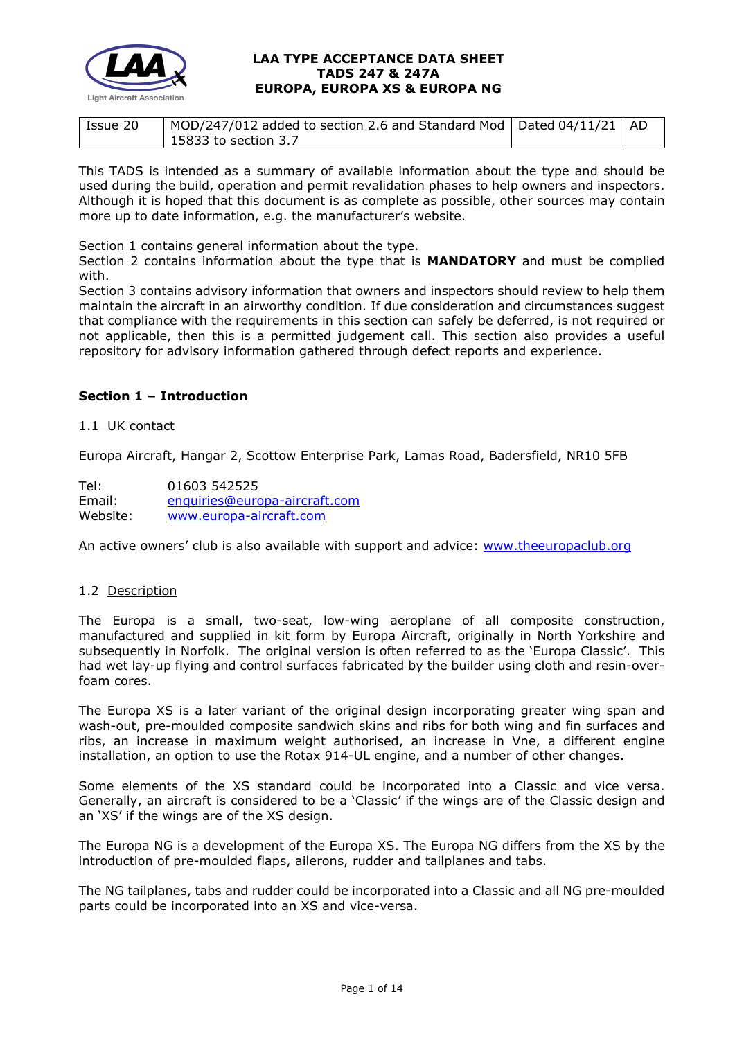# LAA TYPE ACCEPTANCE DATA SHEET
## TADS 247 & 247A
## EUROPA, EUROPA XS & EUROPA NG

| Issue 20 | MOD/247/012 added to section 2.6 and Standard Mod 15833 to section 3.7 | Dated 04/11/21 | AD |
|---|---|---|---|

This TADS is intended as a summary of available information about the type and should be used during the build, operation and permit revalidation phases to help owners and inspectors. Although it is hoped that this document is as complete as possible, other sources may contain more up to date information, e.g. the manufacturer's website.

Section 1 contains general information about the type.
Section 2 contains information about the type that is **MANDATORY** and must be complied with.
Section 3 contains advisory information that owners and inspectors should review to help them maintain the aircraft in an airworthy condition. If due consideration and circumstances suggest that compliance with the requirements in this section can safely be deferred, is not required or not applicable, then this is a permitted judgement call. This section also provides a useful repository for advisory information gathered through defect reports and experience.

### Section 1 – Introduction

1.1 UK contact

Europa Aircraft, Hangar 2, Scottow Enterprise Park, Lamas Road, Badersfield, NR10 5FB

Tel: 01603 542525
Email: enquiries@europa-aircraft.com
Website: www.europa-aircraft.com

An active owners' club is also available with support and advice: www.theeuropaclub.org

1.2 Description

The Europa is a small, two-seat, low-wing aeroplane of all composite construction, manufactured and supplied in kit form by Europa Aircraft, originally in North Yorkshire and subsequently in Norfolk. The original version is often referred to as the 'Europa Classic'. This had wet lay-up flying and control surfaces fabricated by the builder using cloth and resin-over-foam cores.

The Europa XS is a later variant of the original design incorporating greater wing span and wash-out, pre-moulded composite sandwich skins and ribs for both wing and fin surfaces and ribs, an increase in maximum weight authorised, an increase in Vne, a different engine installation, an option to use the Rotax 914-UL engine, and a number of other changes.

Some elements of the XS standard could be incorporated into a Classic and vice versa. Generally, an aircraft is considered to be a 'Classic' if the wings are of the Classic design and an 'XS' if the wings are of the XS design.

The Europa NG is a development of the Europa XS. The Europa NG differs from the XS by the introduction of pre-moulded flaps, ailerons, rudder and tailplanes and tabs.

The NG tailplanes, tabs and rudder could be incorporated into a Classic and all NG pre-moulded parts could be incorporated into an XS and vice-versa.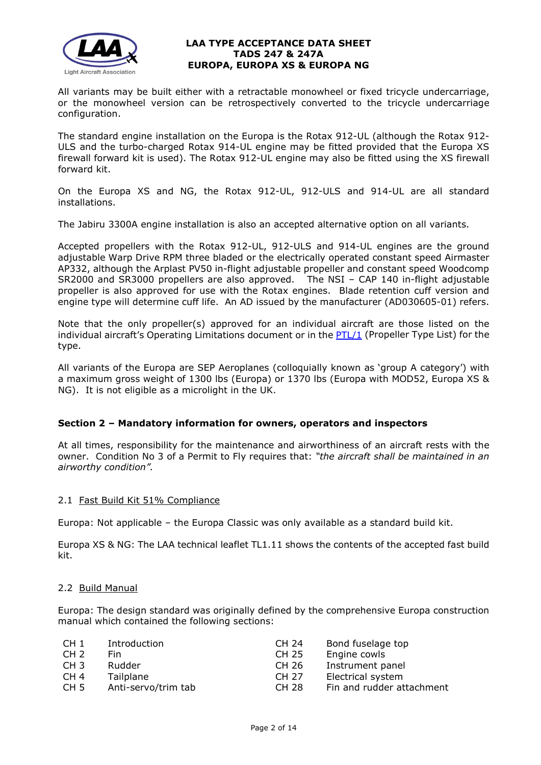All variants may be built either with a retractable monowheel or fixed tricycle undercarriage, or the monowheel version can be retrospectively converted to the tricycle undercarriage configuration.

The standard engine installation on the Europa is the Rotax 912-UL (although the Rotax 912-ULS and the turbo-charged Rotax 914-UL engine may be fitted provided that the Europa XS firewall forward kit is used). The Rotax 912-UL engine may also be fitted using the XS firewall forward kit.

On the Europa XS and NG, the Rotax 912-UL, 912-ULS and 914-UL are all standard installations.

The Jabiru 3300A engine installation is also an accepted alternative option on all variants.

Accepted propellers with the Rotax 912-UL, 912-ULS and 914-UL engines are the ground adjustable Warp Drive RPM three bladed or the electrically operated constant speed Airmaster AP332, although the Arplast PV50 in-flight adjustable propeller and constant speed Woodcomp SR2000 and SR3000 propellers are also approved. The NSI – CAP 140 in-flight adjustable propeller is also approved for use with the Rotax engines. Blade retention cuff version and engine type will determine cuff life. An AD issued by the manufacturer (AD030605-01) refers.

Note that the only propeller(s) approved for an individual aircraft are those listed on the individual aircraft's Operating Limitations document or in the PTL/1 (Propeller Type List) for the type.

All variants of the Europa are SEP Aeroplanes (colloquially known as 'group A category') with a maximum gross weight of 1300 lbs (Europa) or 1370 lbs (Europa with MOD52, Europa XS & NG). It is not eligible as a microlight in the UK.

## Section 2 – Mandatory information for owners, operators and inspectors

At all times, responsibility for the maintenance and airworthiness of an aircraft rests with the owner. Condition No 3 of a Permit to Fly requires that: *"the aircraft shall be maintained in an airworthy condition".*

### 2.1 Fast Build Kit 51% Compliance

Europa: Not applicable – the Europa Classic was only available as a standard build kit.

Europa XS & NG: The LAA technical leaflet TL1.11 shows the contents of the accepted fast build kit.

### 2.2 Build Manual

Europa: The design standard was originally defined by the comprehensive Europa construction manual which contained the following sections:

| | | | |
|---|---|---|---|
| CH 1 | Introduction | CH 24 | Bond fuselage top |
| CH 2 | Fin | CH 25 | Engine cowls |
| CH 3 | Rudder | CH 26 | Instrument panel |
| CH 4 | Tailplane | CH 27 | Electrical system |
| CH 5 | Anti-servo/trim tab | CH 28 | Fin and rudder attachment |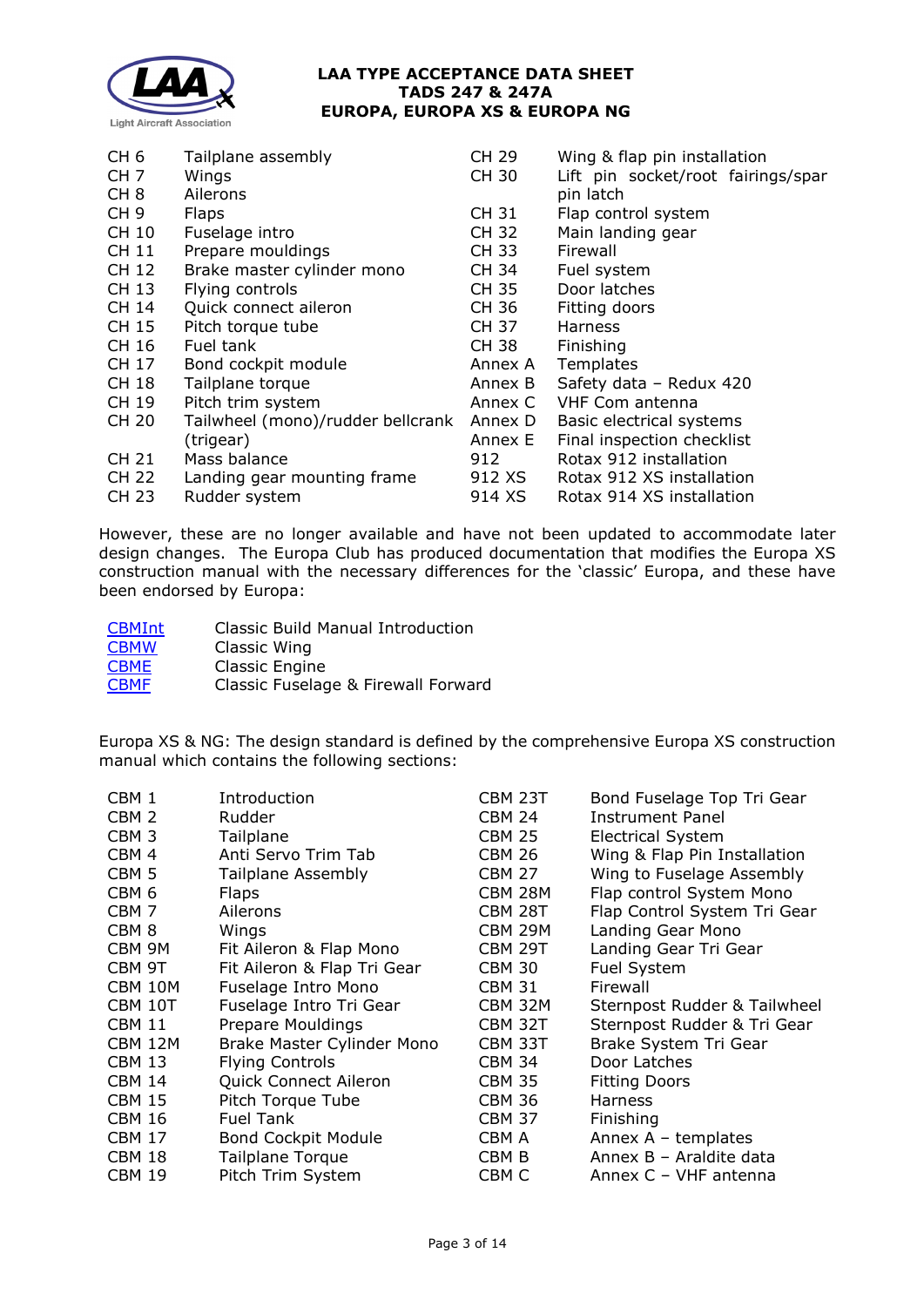| | | | |
|---|---|---|---|
| CH 6 | Tailplane assembly | CH 29 | Wing & flap pin installation |
| CH 7 | Wings | CH 30 | Lift pin socket/root fairings/spar pin latch |
| CH 8 | Ailerons | | |
| CH 9 | Flaps | CH 31 | Flap control system |
| CH 10 | Fuselage intro | CH 32 | Main landing gear |
| CH 11 | Prepare mouldings | CH 33 | Firewall |
| CH 12 | Brake master cylinder mono | CH 34 | Fuel system |
| CH 13 | Flying controls | CH 35 | Door latches |
| CH 14 | Quick connect aileron | CH 36 | Fitting doors |
| CH 15 | Pitch torque tube | CH 37 | Harness |
| CH 16 | Fuel tank | CH 38 | Finishing |
| CH 17 | Bond cockpit module | Annex A | Templates |
| CH 18 | Tailplane torque | Annex B | Safety data – Redux 420 |
| CH 19 | Pitch trim system | Annex C | VHF Com antenna |
| CH 20 | Tailwheel (mono)/rudder bellcrank (trigear) | Annex D | Basic electrical systems |
| | | Annex E | Final inspection checklist |
| CH 21 | Mass balance | 912 | Rotax 912 installation |
| CH 22 | Landing gear mounting frame | 912 XS | Rotax 912 XS installation |
| CH 23 | Rudder system | 914 XS | Rotax 914 XS installation |

However, these are no longer available and have not been updated to accommodate later design changes. The Europa Club has produced documentation that modifies the Europa XS construction manual with the necessary differences for the 'classic' Europa, and these have been endorsed by Europa:

| | |
|---|---|
| CBMInt | Classic Build Manual Introduction |
| CBMW | Classic Wing |
| CBME | Classic Engine |
| CBMF | Classic Fuselage & Firewall Forward |

Europa XS & NG: The design standard is defined by the comprehensive Europa XS construction manual which contains the following sections:

| | | | |
|---|---|---|---|
| CBM 1 | Introduction | CBM 23T | Bond Fuselage Top Tri Gear |
| CBM 2 | Rudder | CBM 24 | Instrument Panel |
| CBM 3 | Tailplane | CBM 25 | Electrical System |
| CBM 4 | Anti Servo Trim Tab | CBM 26 | Wing & Flap Pin Installation |
| CBM 5 | Tailplane Assembly | CBM 27 | Wing to Fuselage Assembly |
| CBM 6 | Flaps | CBM 28M | Flap control System Mono |
| CBM 7 | Ailerons | CBM 28T | Flap Control System Tri Gear |
| CBM 8 | Wings | CBM 29M | Landing Gear Mono |
| CBM 9M | Fit Aileron & Flap Mono | CBM 29T | Landing Gear Tri Gear |
| CBM 9T | Fit Aileron & Flap Tri Gear | CBM 30 | Fuel System |
| CBM 10M | Fuselage Intro Mono | CBM 31 | Firewall |
| CBM 10T | Fuselage Intro Tri Gear | CBM 32M | Sternpost Rudder & Tailwheel |
| CBM 11 | Prepare Mouldings | CBM 32T | Sternpost Rudder & Tri Gear |
| CBM 12M | Brake Master Cylinder Mono | CBM 33T | Brake System Tri Gear |
| CBM 13 | Flying Controls | CBM 34 | Door Latches |
| CBM 14 | Quick Connect Aileron | CBM 35 | Fitting Doors |
| CBM 15 | Pitch Torque Tube | CBM 36 | Harness |
| CBM 16 | Fuel Tank | CBM 37 | Finishing |
| CBM 17 | Bond Cockpit Module | CBM A | Annex A – templates |
| CBM 18 | Tailplane Torque | CBM B | Annex B – Araldite data |
| CBM 19 | Pitch Trim System | CBM C | Annex C – VHF antenna |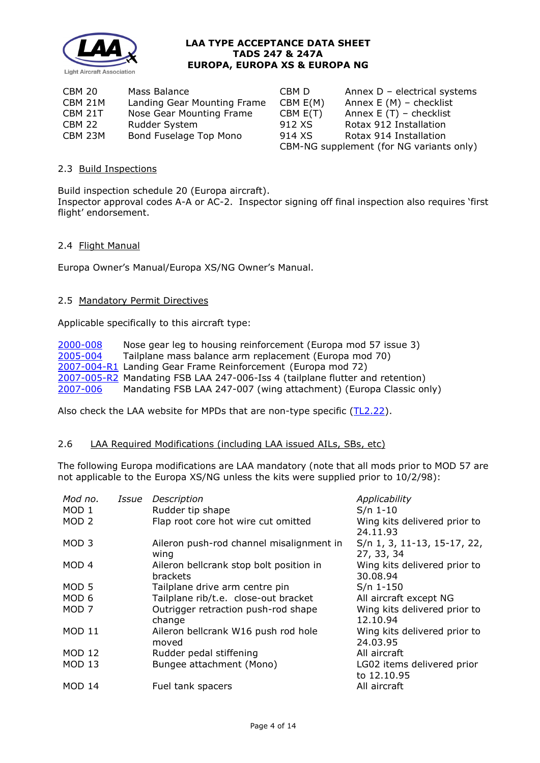| | | | |
|---|---|---|---|
| CBM 20 | Mass Balance | CBM D | Annex D – electrical systems |
| CBM 21M | Landing Gear Mounting Frame | CBM E(M) | Annex E (M) – checklist |
| CBM 21T | Nose Gear Mounting Frame | CBM E(T) | Annex E (T) – checklist |
| CBM 22 | Rudder System | 912 XS | Rotax 912 Installation |
| CBM 23M | Bond Fuselage Top Mono | 914 XS | Rotax 914 Installation |
| | | CBM-NG supplement (for NG variants only) | |

### 2.3 Build Inspections

Build inspection schedule 20 (Europa aircraft).
Inspector approval codes A-A or AC-2. Inspector signing off final inspection also requires 'first flight' endorsement.

### 2.4 Flight Manual

Europa Owner's Manual/Europa XS/NG Owner's Manual.

### 2.5 Mandatory Permit Directives

Applicable specifically to this aircraft type:

| | |
|---|---|
| 2000-008 | Nose gear leg to housing reinforcement (Europa mod 57 issue 3) |
| 2005-004 | Tailplane mass balance arm replacement (Europa mod 70) |
| 2007-004-R1 | Landing Gear Frame Reinforcement (Europa mod 72) |
| 2007-005-R2 | Mandating FSB LAA 247-006-Iss 4 (tailplane flutter and retention) |
| 2007-006 | Mandating FSB LAA 247-007 (wing attachment) (Europa Classic only) |

Also check the LAA website for MPDs that are non-type specific (TL2.22).

### 2.6 LAA Required Modifications (including LAA issued AILs, SBs, etc)

The following Europa modifications are LAA mandatory (note that all mods prior to MOD 57 are not applicable to the Europa XS/NG unless the kits were supplied prior to 10/2/98):

| *Mod no.* | *Issue* | *Description* | *Applicability* |
|---|---|---|---|
| MOD 1 | | Rudder tip shape | S/n 1-10 |
| MOD 2 | | Flap root core hot wire cut omitted | Wing kits delivered prior to 24.11.93 |
| MOD 3 | | Aileron push-rod channel misalignment in wing | S/n 1, 3, 11-13, 15-17, 22, 27, 33, 34 |
| MOD 4 | | Aileron bellcrank stop bolt position in brackets | Wing kits delivered prior to 30.08.94 |
| MOD 5 | | Tailplane drive arm centre pin | S/n 1-150 |
| MOD 6 | | Tailplane rib/t.e. close-out bracket | All aircraft except NG |
| MOD 7 | | Outrigger retraction push-rod shape change | Wing kits delivered prior to 12.10.94 |
| MOD 11 | | Aileron bellcrank W16 push rod hole moved | Wing kits delivered prior to 24.03.95 |
| MOD 12 | | Rudder pedal stiffening | All aircraft |
| MOD 13 | | Bungee attachment (Mono) | LG02 items delivered prior to 12.10.95 |
| MOD 14 | | Fuel tank spacers | All aircraft |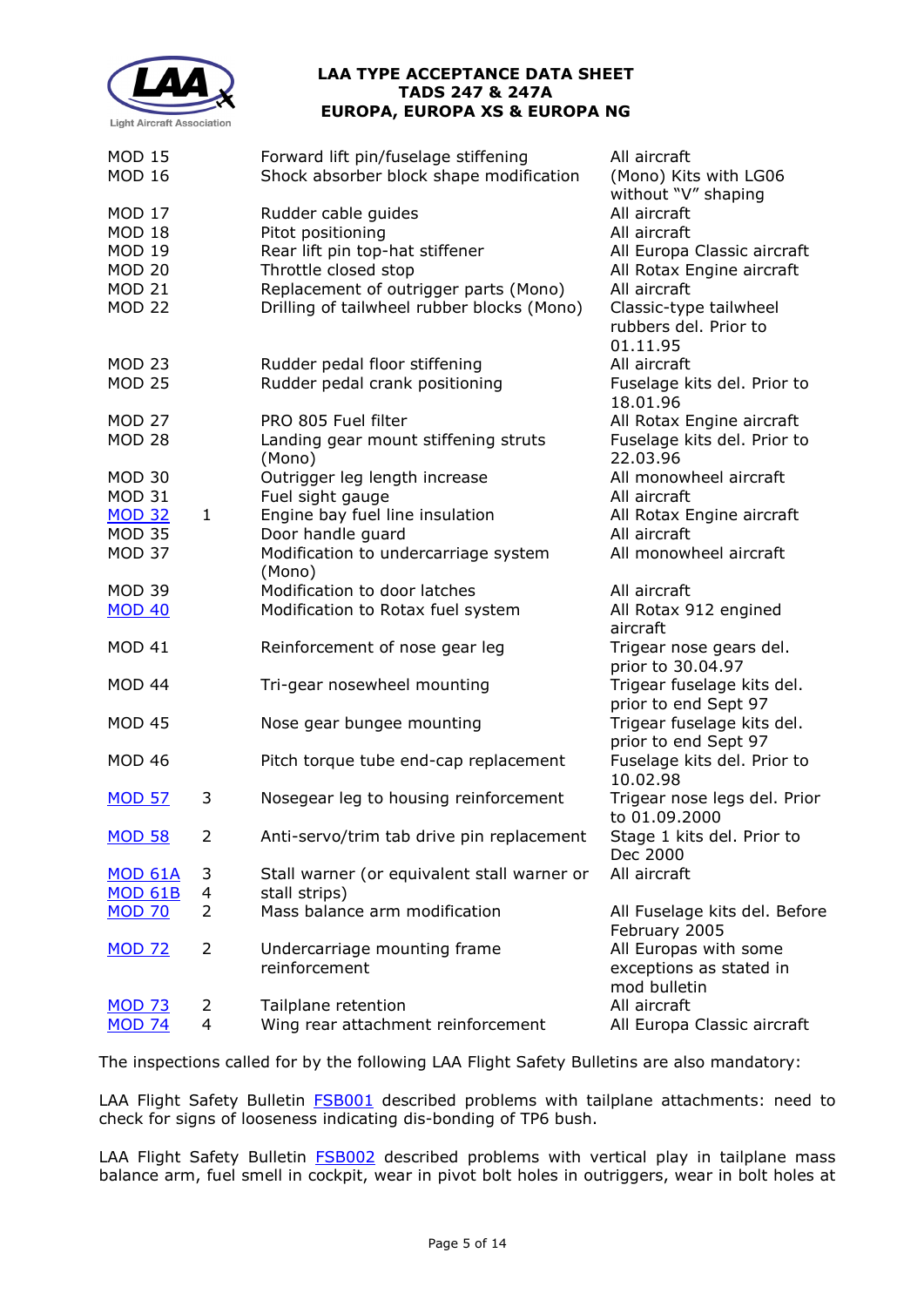| | | | |
|---|---|---|---|
| MOD 15 | | Forward lift pin/fuselage stiffening | All aircraft |
| MOD 16 | | Shock absorber block shape modification | (Mono) Kits with LG06 without "V" shaping |
| MOD 17 | | Rudder cable guides | All aircraft |
| MOD 18 | | Pitot positioning | All aircraft |
| MOD 19 | | Rear lift pin top-hat stiffener | All Europa Classic aircraft |
| MOD 20 | | Throttle closed stop | All Rotax Engine aircraft |
| MOD 21 | | Replacement of outrigger parts (Mono) | All aircraft |
| MOD 22 | | Drilling of tailwheel rubber blocks (Mono) | Classic-type tailwheel rubbers del. Prior to 01.11.95 |
| MOD 23 | | Rudder pedal floor stiffening | All aircraft |
| MOD 25 | | Rudder pedal crank positioning | Fuselage kits del. Prior to 18.01.96 |
| MOD 27 | | PRO 805 Fuel filter | All Rotax Engine aircraft |
| MOD 28 | | Landing gear mount stiffening struts (Mono) | Fuselage kits del. Prior to 22.03.96 |
| MOD 30 | | Outrigger leg length increase | All monowheel aircraft |
| MOD 31 | | Fuel sight gauge | All aircraft |
| MOD 32 | 1 | Engine bay fuel line insulation | All Rotax Engine aircraft |
| MOD 35 | | Door handle guard | All aircraft |
| MOD 37 | | Modification to undercarriage system (Mono) | All monowheel aircraft |
| MOD 39 | | Modification to door latches | All aircraft |
| MOD 40 | | Modification to Rotax fuel system | All Rotax 912 engined aircraft |
| MOD 41 | | Reinforcement of nose gear leg | Trigear nose gears del. prior to 30.04.97 |
| MOD 44 | | Tri-gear nosewheel mounting | Trigear fuselage kits del. prior to end Sept 97 |
| MOD 45 | | Nose gear bungee mounting | Trigear fuselage kits del. prior to end Sept 97 |
| MOD 46 | | Pitch torque tube end-cap replacement | Fuselage kits del. Prior to 10.02.98 |
| MOD 57 | 3 | Nosegear leg to housing reinforcement | Trigear nose legs del. Prior to 01.09.2000 |
| MOD 58 | 2 | Anti-servo/trim tab drive pin replacement | Stage 1 kits del. Prior to Dec 2000 |
| MOD 61A | 3 | Stall warner (or equivalent stall warner or stall strips) | All aircraft |
| MOD 61B | 4 | | |
| MOD 70 | 2 | Mass balance arm modification | All Fuselage kits del. Before February 2005 |
| MOD 72 | 2 | Undercarriage mounting frame reinforcement | All Europas with some exceptions as stated in mod bulletin |
| MOD 73 | 2 | Tailplane retention | All aircraft |
| MOD 74 | 4 | Wing rear attachment reinforcement | All Europa Classic aircraft |

The inspections called for by the following LAA Flight Safety Bulletins are also mandatory:

LAA Flight Safety Bulletin FSB001 described problems with tailplane attachments: need to check for signs of looseness indicating dis-bonding of TP6 bush.

LAA Flight Safety Bulletin FSB002 described problems with vertical play in tailplane mass balance arm, fuel smell in cockpit, wear in pivot bolt holes in outriggers, wear in bolt holes at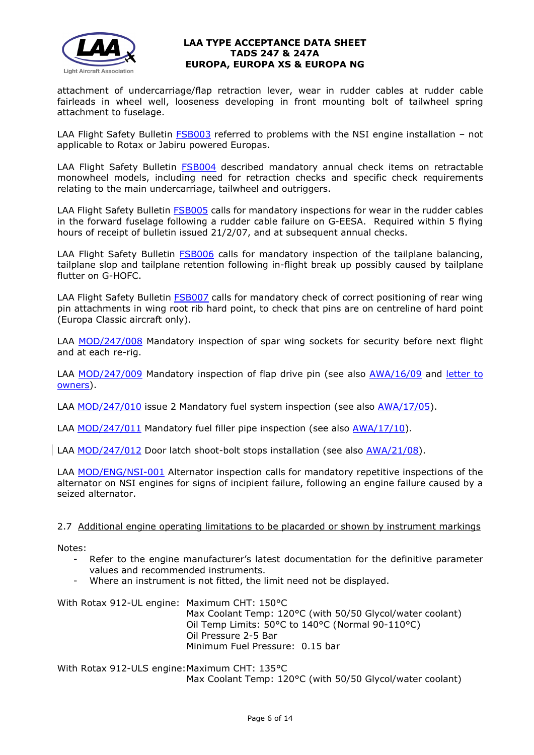attachment of undercarriage/flap retraction lever, wear in rudder cables at rudder cable fairleads in wheel well, looseness developing in front mounting bolt of tailwheel spring attachment to fuselage.

LAA Flight Safety Bulletin FSB003 referred to problems with the NSI engine installation – not applicable to Rotax or Jabiru powered Europas.

LAA Flight Safety Bulletin FSB004 described mandatory annual check items on retractable monowheel models, including need for retraction checks and specific check requirements relating to the main undercarriage, tailwheel and outriggers.

LAA Flight Safety Bulletin FSB005 calls for mandatory inspections for wear in the rudder cables in the forward fuselage following a rudder cable failure on G-EESA. Required within 5 flying hours of receipt of bulletin issued 21/2/07, and at subsequent annual checks.

LAA Flight Safety Bulletin FSB006 calls for mandatory inspection of the tailplane balancing, tailplane slop and tailplane retention following in-flight break up possibly caused by tailplane flutter on G-HOFC.

LAA Flight Safety Bulletin FSB007 calls for mandatory check of correct positioning of rear wing pin attachments in wing root rib hard point, to check that pins are on centreline of hard point (Europa Classic aircraft only).

LAA MOD/247/008 Mandatory inspection of spar wing sockets for security before next flight and at each re-rig.

LAA MOD/247/009 Mandatory inspection of flap drive pin (see also AWA/16/09 and letter to owners).

LAA MOD/247/010 issue 2 Mandatory fuel system inspection (see also AWA/17/05).

LAA MOD/247/011 Mandatory fuel filler pipe inspection (see also AWA/17/10).

LAA MOD/247/012 Door latch shoot-bolt stops installation (see also AWA/21/08).

LAA MOD/ENG/NSI-001 Alternator inspection calls for mandatory repetitive inspections of the alternator on NSI engines for signs of incipient failure, following an engine failure caused by a seized alternator.

## 2.7 Additional engine operating limitations to be placarded or shown by instrument markings

Notes:

- Refer to the engine manufacturer's latest documentation for the definitive parameter values and recommended instruments.
- Where an instrument is not fitted, the limit need not be displayed.

With Rotax 912-UL engine:
Maximum CHT: 150°C
Max Coolant Temp: 120°C (with 50/50 Glycol/water coolant)
Oil Temp Limits: 50°C to 140°C (Normal 90-110°C)
Oil Pressure 2-5 Bar
Minimum Fuel Pressure: 0.15 bar

With Rotax 912-ULS engine:
Maximum CHT: 135°C
Max Coolant Temp: 120°C (with 50/50 Glycol/water coolant)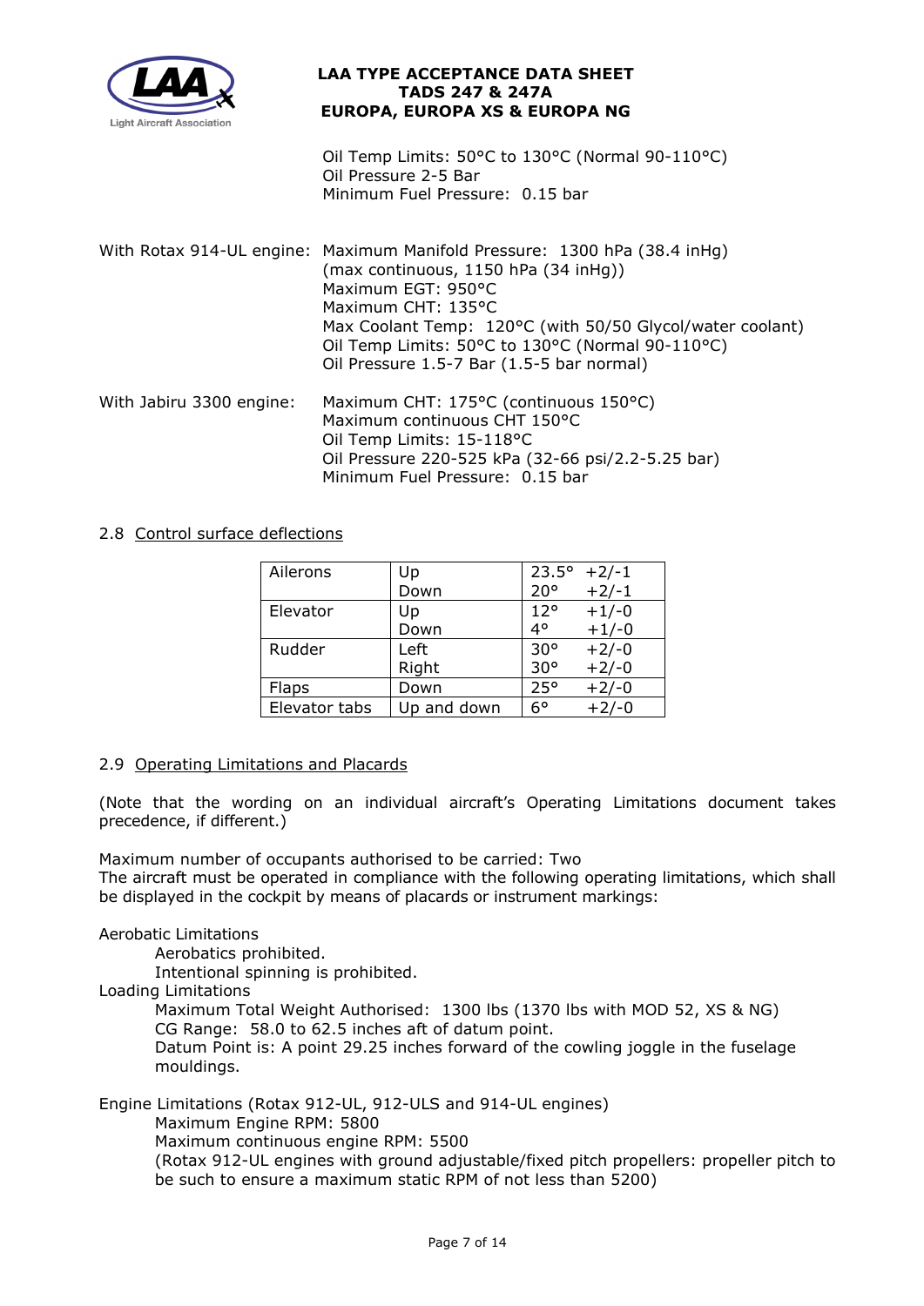Oil Temp Limits: 50°C to 130°C (Normal 90-110°C)
Oil Pressure 2-5 Bar
Minimum Fuel Pressure: 0.15 bar

With Rotax 914-UL engine: Maximum Manifold Pressure: 1300 hPa (38.4 inHg) (max continuous, 1150 hPa (34 inHg))
Maximum EGT: 950°C
Maximum CHT: 135°C
Max Coolant Temp: 120°C (with 50/50 Glycol/water coolant)
Oil Temp Limits: 50°C to 130°C (Normal 90-110°C)
Oil Pressure 1.5-7 Bar (1.5-5 bar normal)

With Jabiru 3300 engine: Maximum CHT: 175°C (continuous 150°C)
Maximum continuous CHT 150°C
Oil Temp Limits: 15-118°C
Oil Pressure 220-525 kPa (32-66 psi/2.2-5.25 bar)
Minimum Fuel Pressure: 0.15 bar

## 2.8 Control surface deflections

| Surface | Direction | Deflection | Tolerance |
|---|---|---|---|
| Ailerons | Up | 23.5° | +2/-1 |
| | Down | 20° | +2/-1 |
| Elevator | Up | 12° | +1/-0 |
| | Down | 4° | +1/-0 |
| Rudder | Left | 30° | +2/-0 |
| | Right | 30° | +2/-0 |
| Flaps | Down | 25° | +2/-0 |
| Elevator tabs | Up and down | 6° | +2/-0 |

## 2.9 Operating Limitations and Placards

(Note that the wording on an individual aircraft's Operating Limitations document takes precedence, if different.)

Maximum number of occupants authorised to be carried: Two
The aircraft must be operated in compliance with the following operating limitations, which shall be displayed in the cockpit by means of placards or instrument markings:

Aerobatic Limitations
- Aerobatics prohibited.
- Intentional spinning is prohibited.

Loading Limitations
- Maximum Total Weight Authorised: 1300 lbs (1370 lbs with MOD 52, XS & NG)
- CG Range: 58.0 to 62.5 inches aft of datum point.
- Datum Point is: A point 29.25 inches forward of the cowling joggle in the fuselage mouldings.

Engine Limitations (Rotax 912-UL, 912-ULS and 914-UL engines)
- Maximum Engine RPM: 5800
- Maximum continuous engine RPM: 5500
- (Rotax 912-UL engines with ground adjustable/fixed pitch propellers: propeller pitch to be such to ensure a maximum static RPM of not less than 5200)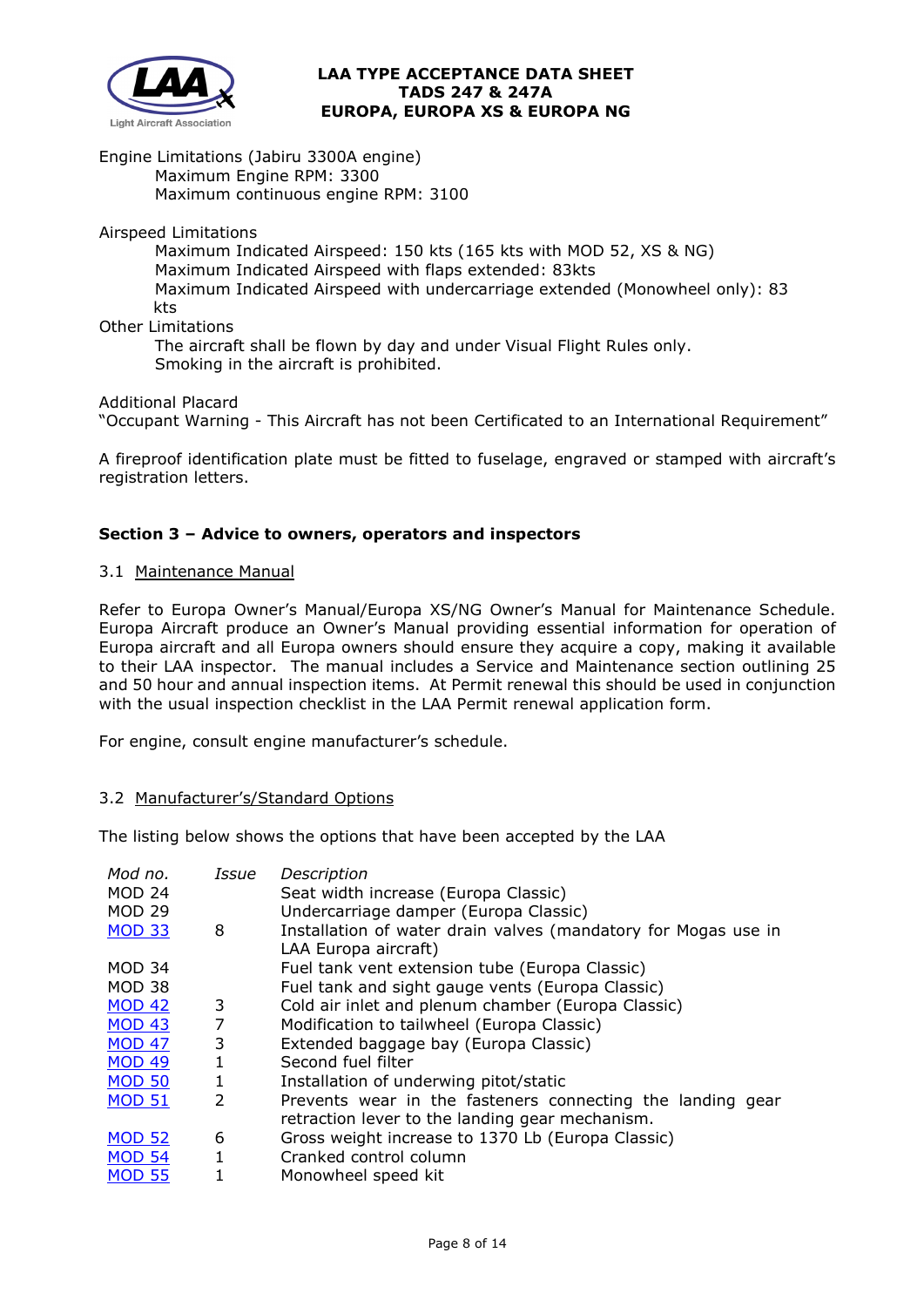Engine Limitations (Jabiru 3300A engine)

Maximum Engine RPM: 3300
Maximum continuous engine RPM: 3100

Airspeed Limitations

Maximum Indicated Airspeed: 150 kts (165 kts with MOD 52, XS & NG)
Maximum Indicated Airspeed with flaps extended: 83kts
Maximum Indicated Airspeed with undercarriage extended (Monowheel only): 83 kts

Other Limitations

The aircraft shall be flown by day and under Visual Flight Rules only.
Smoking in the aircraft is prohibited.

Additional Placard

"Occupant Warning - This Aircraft has not been Certificated to an International Requirement"

A fireproof identification plate must be fitted to fuselage, engraved or stamped with aircraft's registration letters.

## Section 3 – Advice to owners, operators and inspectors

### 3.1 Maintenance Manual

Refer to Europa Owner's Manual/Europa XS/NG Owner's Manual for Maintenance Schedule. Europa Aircraft produce an Owner's Manual providing essential information for operation of Europa aircraft and all Europa owners should ensure they acquire a copy, making it available to their LAA inspector. The manual includes a Service and Maintenance section outlining 25 and 50 hour and annual inspection items. At Permit renewal this should be used in conjunction with the usual inspection checklist in the LAA Permit renewal application form.

For engine, consult engine manufacturer's schedule.

### 3.2 Manufacturer's/Standard Options

The listing below shows the options that have been accepted by the LAA

| *Mod no.* | *Issue* | *Description* |
|---|---|---|
| MOD 24 | | Seat width increase (Europa Classic) |
| MOD 29 | | Undercarriage damper (Europa Classic) |
| MOD 33 | 8 | Installation of water drain valves (mandatory for Mogas use in LAA Europa aircraft) |
| MOD 34 | | Fuel tank vent extension tube (Europa Classic) |
| MOD 38 | | Fuel tank and sight gauge vents (Europa Classic) |
| MOD 42 | 3 | Cold air inlet and plenum chamber (Europa Classic) |
| MOD 43 | 7 | Modification to tailwheel (Europa Classic) |
| MOD 47 | 3 | Extended baggage bay (Europa Classic) |
| MOD 49 | 1 | Second fuel filter |
| MOD 50 | 1 | Installation of underwing pitot/static |
| MOD 51 | 2 | Prevents wear in the fasteners connecting the landing gear retraction lever to the landing gear mechanism. |
| MOD 52 | 6 | Gross weight increase to 1370 Lb (Europa Classic) |
| MOD 54 | 1 | Cranked control column |
| MOD 55 | 1 | Monowheel speed kit |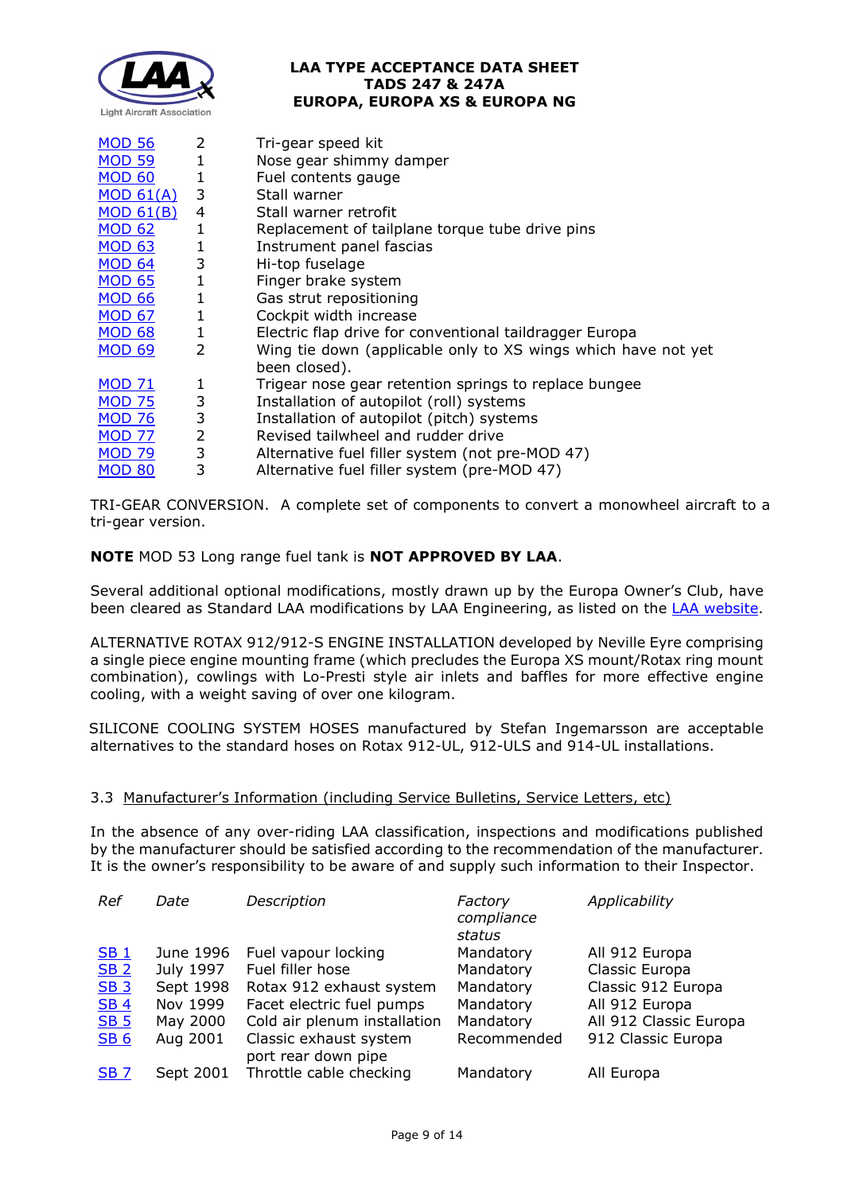| | | |
|---|---|---|
| MOD 56 | 2 | Tri-gear speed kit |
| MOD 59 | 1 | Nose gear shimmy damper |
| MOD 60 | 1 | Fuel contents gauge |
| MOD 61(A) | 3 | Stall warner |
| MOD 61(B) | 4 | Stall warner retrofit |
| MOD 62 | 1 | Replacement of tailplane torque tube drive pins |
| MOD 63 | 1 | Instrument panel fascias |
| MOD 64 | 3 | Hi-top fuselage |
| MOD 65 | 1 | Finger brake system |
| MOD 66 | 1 | Gas strut repositioning |
| MOD 67 | 1 | Cockpit width increase |
| MOD 68 | 1 | Electric flap drive for conventional taildragger Europa |
| MOD 69 | 2 | Wing tie down (applicable only to XS wings which have not yet been closed). |
| MOD 71 | 1 | Trigear nose gear retention springs to replace bungee |
| MOD 75 | 3 | Installation of autopilot (roll) systems |
| MOD 76 | 3 | Installation of autopilot (pitch) systems |
| MOD 77 | 2 | Revised tailwheel and rudder drive |
| MOD 79 | 3 | Alternative fuel filler system (not pre-MOD 47) |
| MOD 80 | 3 | Alternative fuel filler system (pre-MOD 47) |

TRI-GEAR CONVERSION. A complete set of components to convert a monowheel aircraft to a tri-gear version.

**NOTE** MOD 53 Long range fuel tank is **NOT APPROVED BY LAA**.

Several additional optional modifications, mostly drawn up by the Europa Owner's Club, have been cleared as Standard LAA modifications by LAA Engineering, as listed on the LAA website.

ALTERNATIVE ROTAX 912/912-S ENGINE INSTALLATION developed by Neville Eyre comprising a single piece engine mounting frame (which precludes the Europa XS mount/Rotax ring mount combination), cowlings with Lo-Presti style air inlets and baffles for more effective engine cooling, with a weight saving of over one kilogram.

SILICONE COOLING SYSTEM HOSES manufactured by Stefan Ingemarsson are acceptable alternatives to the standard hoses on Rotax 912-UL, 912-ULS and 914-UL installations.

### 3.3 Manufacturer's Information (including Service Bulletins, Service Letters, etc)

In the absence of any over-riding LAA classification, inspections and modifications published by the manufacturer should be satisfied according to the recommendation of the manufacturer. It is the owner's responsibility to be aware of and supply such information to their Inspector.

| *Ref* | *Date* | *Description* | *Factory compliance status* | *Applicability* |
|---|---|---|---|---|
| SB 1 | June 1996 | Fuel vapour locking | Mandatory | All 912 Europa |
| SB 2 | July 1997 | Fuel filler hose | Mandatory | Classic Europa |
| SB 3 | Sept 1998 | Rotax 912 exhaust system | Mandatory | Classic 912 Europa |
| SB 4 | Nov 1999 | Facet electric fuel pumps | Mandatory | All 912 Europa |
| SB 5 | May 2000 | Cold air plenum installation | Mandatory | All 912 Classic Europa |
| SB 6 | Aug 2001 | Classic exhaust system port rear down pipe | Recommended | 912 Classic Europa |
| SB 7 | Sept 2001 | Throttle cable checking | Mandatory | All Europa |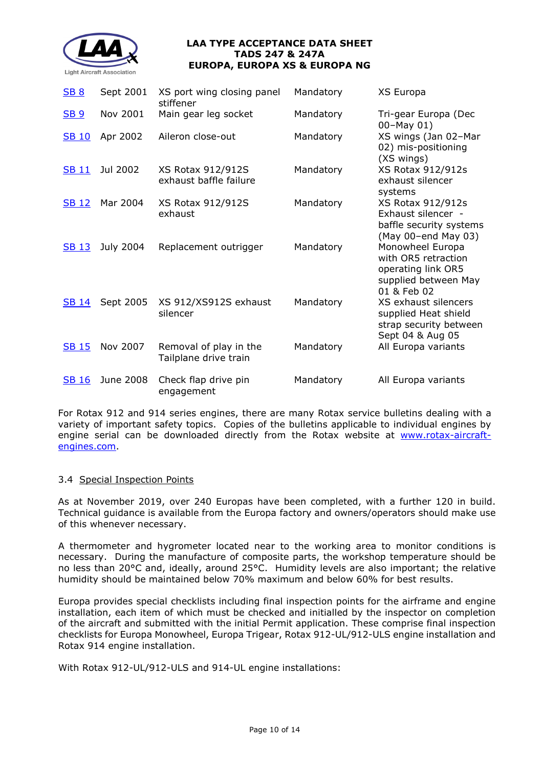| | | | | |
|---|---|---|---|---|
| SB 8 | Sept 2001 | XS port wing closing panel stiffener | Mandatory | XS Europa |
| SB 9 | Nov 2001 | Main gear leg socket | Mandatory | Tri-gear Europa (Dec 00–May 01) |
| SB 10 | Apr 2002 | Aileron close-out | Mandatory | XS wings (Jan 02–Mar 02) mis-positioning (XS wings) |
| SB 11 | Jul 2002 | XS Rotax 912/912S exhaust baffle failure | Mandatory | XS Rotax 912/912s exhaust silencer systems |
| SB 12 | Mar 2004 | XS Rotax 912/912S exhaust | Mandatory | XS Rotax 912/912s Exhaust silencer - baffle security systems (May 00–end May 03) |
| SB 13 | July 2004 | Replacement outrigger | Mandatory | Monowheel Europa with OR5 retraction operating link OR5 supplied between May 01 & Feb 02 |
| SB 14 | Sept 2005 | XS 912/XS912S exhaust silencer | Mandatory | XS exhaust silencers supplied Heat shield strap security between Sept 04 & Aug 05 |
| SB 15 | Nov 2007 | Removal of play in the Tailplane drive train | Mandatory | All Europa variants |
| SB 16 | June 2008 | Check flap drive pin engagement | Mandatory | All Europa variants |

For Rotax 912 and 914 series engines, there are many Rotax service bulletins dealing with a variety of important safety topics. Copies of the bulletins applicable to individual engines by engine serial can be downloaded directly from the Rotax website at www.rotax-aircraft-engines.com.

### 3.4 Special Inspection Points

As at November 2019, over 240 Europas have been completed, with a further 120 in build. Technical guidance is available from the Europa factory and owners/operators should make use of this whenever necessary.

A thermometer and hygrometer located near to the working area to monitor conditions is necessary. During the manufacture of composite parts, the workshop temperature should be no less than 20°C and, ideally, around 25°C. Humidity levels are also important; the relative humidity should be maintained below 70% maximum and below 60% for best results.

Europa provides special checklists including final inspection points for the airframe and engine installation, each item of which must be checked and initialled by the inspector on completion of the aircraft and submitted with the initial Permit application. These comprise final inspection checklists for Europa Monowheel, Europa Trigear, Rotax 912-UL/912-ULS engine installation and Rotax 914 engine installation.

With Rotax 912-UL/912-ULS and 914-UL engine installations: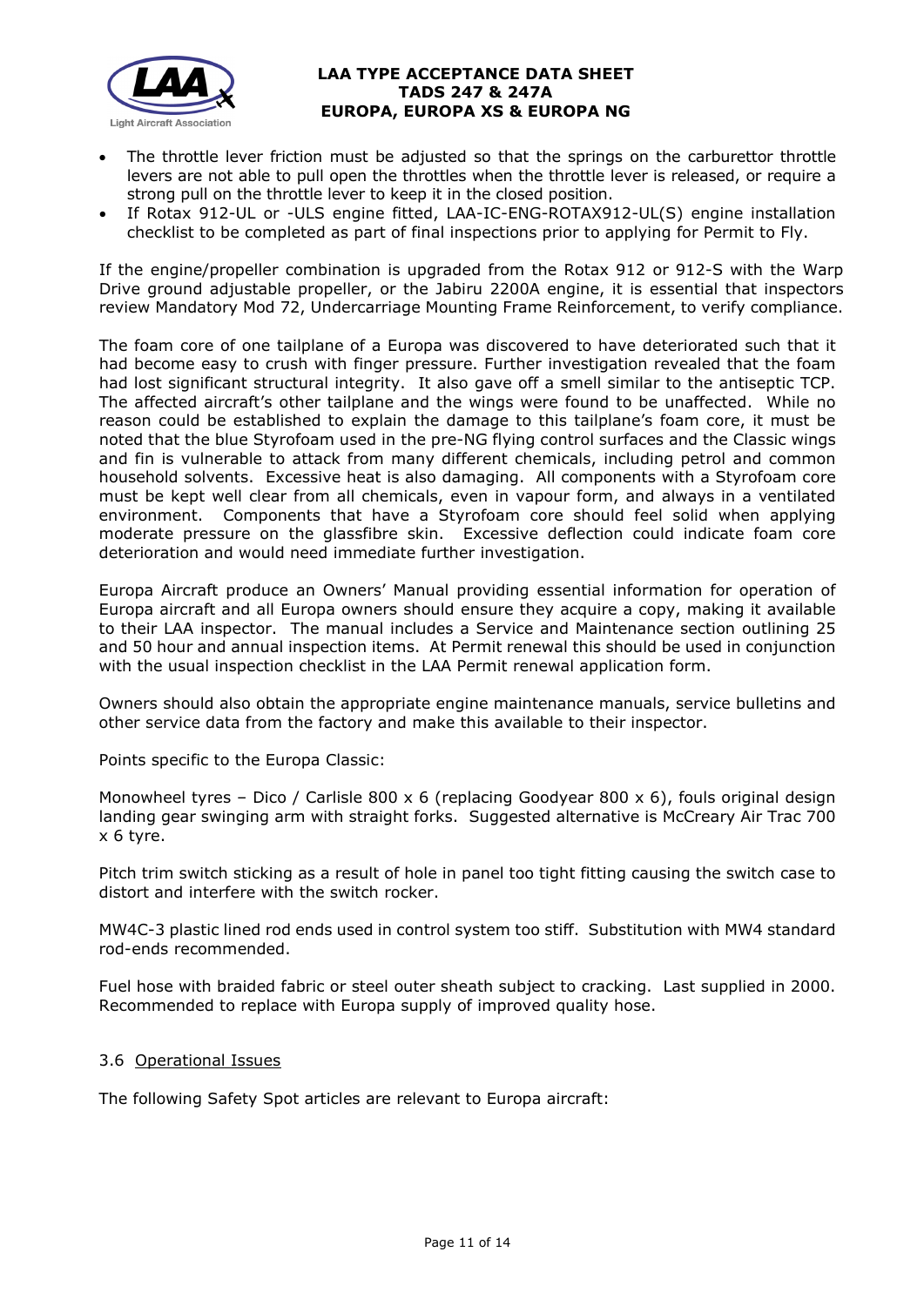- The throttle lever friction must be adjusted so that the springs on the carburettor throttle levers are not able to pull open the throttles when the throttle lever is released, or require a strong pull on the throttle lever to keep it in the closed position.
- If Rotax 912-UL or -ULS engine fitted, LAA-IC-ENG-ROTAX912-UL(S) engine installation checklist to be completed as part of final inspections prior to applying for Permit to Fly.

If the engine/propeller combination is upgraded from the Rotax 912 or 912-S with the Warp Drive ground adjustable propeller, or the Jabiru 2200A engine, it is essential that inspectors review Mandatory Mod 72, Undercarriage Mounting Frame Reinforcement, to verify compliance.

The foam core of one tailplane of a Europa was discovered to have deteriorated such that it had become easy to crush with finger pressure. Further investigation revealed that the foam had lost significant structural integrity. It also gave off a smell similar to the antiseptic TCP. The affected aircraft's other tailplane and the wings were found to be unaffected. While no reason could be established to explain the damage to this tailplane's foam core, it must be noted that the blue Styrofoam used in the pre-NG flying control surfaces and the Classic wings and fin is vulnerable to attack from many different chemicals, including petrol and common household solvents. Excessive heat is also damaging. All components with a Styrofoam core must be kept well clear from all chemicals, even in vapour form, and always in a ventilated environment. Components that have a Styrofoam core should feel solid when applying moderate pressure on the glassfibre skin. Excessive deflection could indicate foam core deterioration and would need immediate further investigation.

Europa Aircraft produce an Owners' Manual providing essential information for operation of Europa aircraft and all Europa owners should ensure they acquire a copy, making it available to their LAA inspector. The manual includes a Service and Maintenance section outlining 25 and 50 hour and annual inspection items. At Permit renewal this should be used in conjunction with the usual inspection checklist in the LAA Permit renewal application form.

Owners should also obtain the appropriate engine maintenance manuals, service bulletins and other service data from the factory and make this available to their inspector.

Points specific to the Europa Classic:

Monowheel tyres – Dico / Carlisle 800 x 6 (replacing Goodyear 800 x 6), fouls original design landing gear swinging arm with straight forks. Suggested alternative is McCreary Air Trac 700 x 6 tyre.

Pitch trim switch sticking as a result of hole in panel too tight fitting causing the switch case to distort and interfere with the switch rocker.

MW4C-3 plastic lined rod ends used in control system too stiff. Substitution with MW4 standard rod-ends recommended.

Fuel hose with braided fabric or steel outer sheath subject to cracking. Last supplied in 2000. Recommended to replace with Europa supply of improved quality hose.

### 3.6 Operational Issues

The following Safety Spot articles are relevant to Europa aircraft: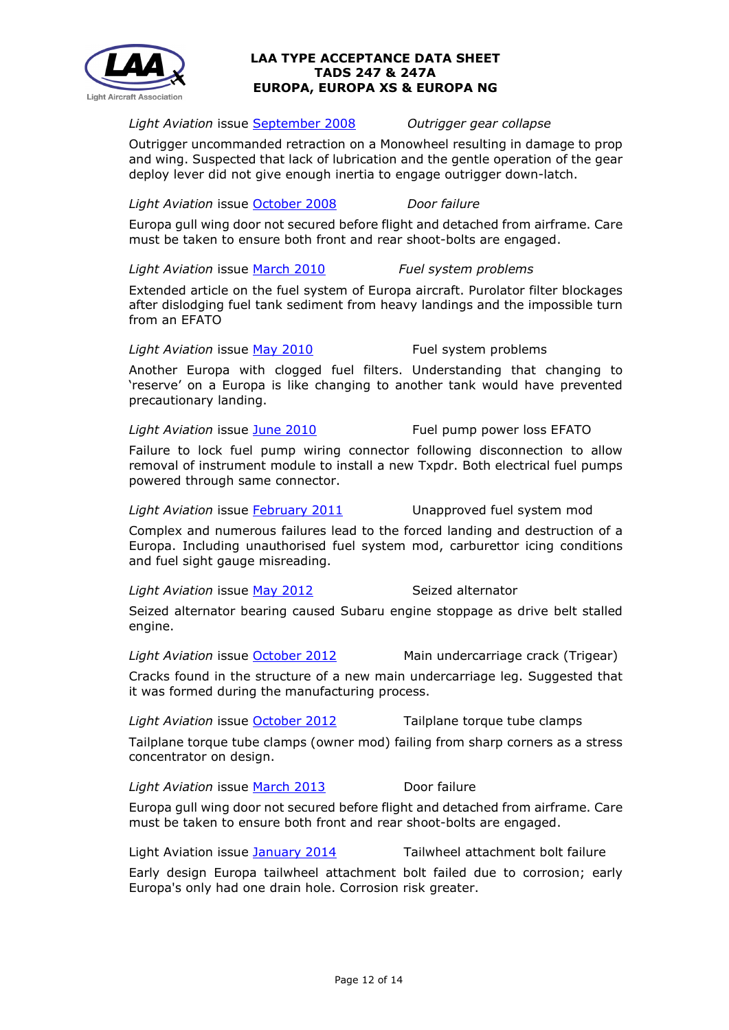*Light Aviation* issue September 2008 *Outrigger gear collapse*

Outrigger uncommanded retraction on a Monowheel resulting in damage to prop and wing. Suspected that lack of lubrication and the gentle operation of the gear deploy lever did not give enough inertia to engage outrigger down-latch.

*Light Aviation* issue October 2008 *Door failure*

Europa gull wing door not secured before flight and detached from airframe. Care must be taken to ensure both front and rear shoot-bolts are engaged.

*Light Aviation* issue March 2010 *Fuel system problems*

Extended article on the fuel system of Europa aircraft. Purolator filter blockages after dislodging fuel tank sediment from heavy landings and the impossible turn from an EFATO

*Light Aviation* issue May 2010 Fuel system problems

Another Europa with clogged fuel filters. Understanding that changing to 'reserve' on a Europa is like changing to another tank would have prevented precautionary landing.

*Light Aviation* issue June 2010 Fuel pump power loss EFATO

Failure to lock fuel pump wiring connector following disconnection to allow removal of instrument module to install a new Txpdr. Both electrical fuel pumps powered through same connector.

*Light Aviation* issue February 2011 Unapproved fuel system mod

Complex and numerous failures lead to the forced landing and destruction of a Europa. Including unauthorised fuel system mod, carburettor icing conditions and fuel sight gauge misreading.

*Light Aviation* issue May 2012 Seized alternator

Seized alternator bearing caused Subaru engine stoppage as drive belt stalled engine.

*Light Aviation* issue October 2012 Main undercarriage crack (Trigear)

Cracks found in the structure of a new main undercarriage leg. Suggested that it was formed during the manufacturing process.

*Light Aviation* issue October 2012 Tailplane torque tube clamps

Tailplane torque tube clamps (owner mod) failing from sharp corners as a stress concentrator on design.

*Light Aviation* issue March 2013 Door failure

Europa gull wing door not secured before flight and detached from airframe. Care must be taken to ensure both front and rear shoot-bolts are engaged.

Light Aviation issue January 2014 Tailwheel attachment bolt failure

Early design Europa tailwheel attachment bolt failed due to corrosion; early Europa's only had one drain hole. Corrosion risk greater.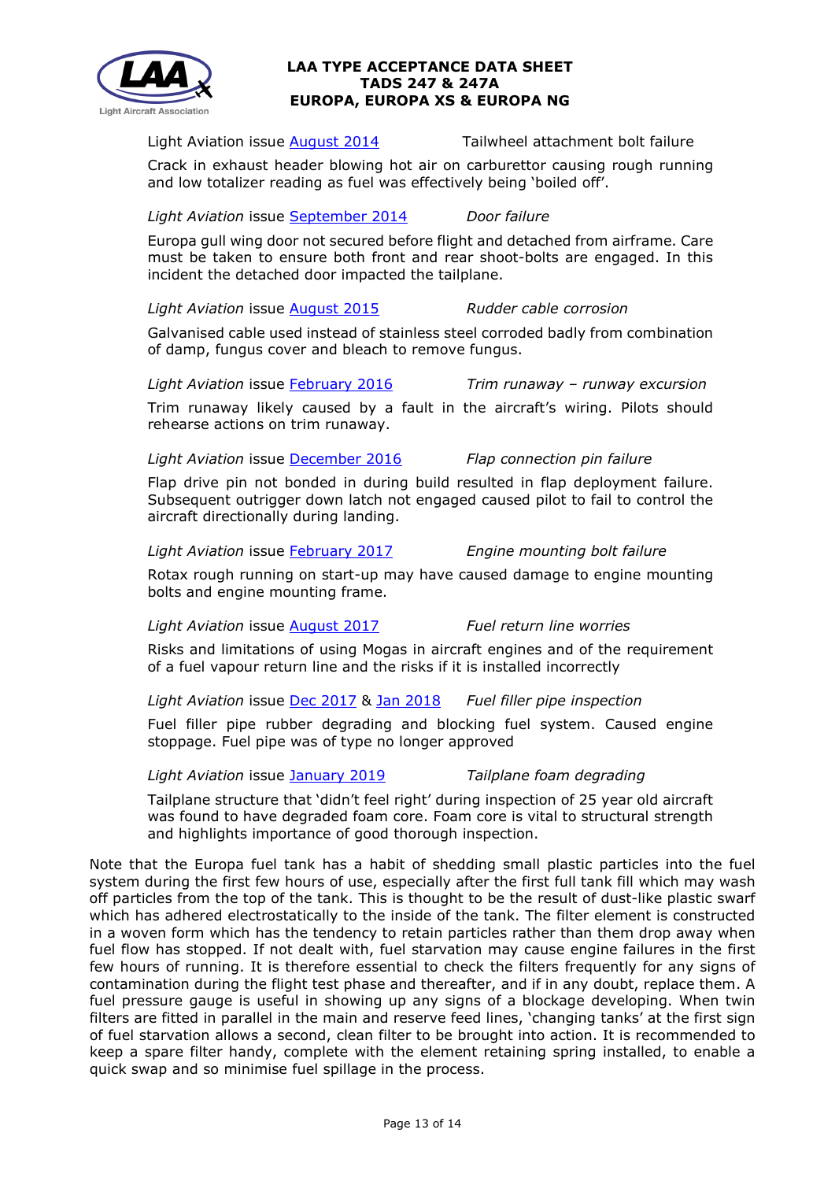Light Aviation issue August 2014 Tailwheel attachment bolt failure

Crack in exhaust header blowing hot air on carburettor causing rough running and low totalizer reading as fuel was effectively being 'boiled off'.

*Light Aviation* issue September 2014 *Door failure*

Europa gull wing door not secured before flight and detached from airframe. Care must be taken to ensure both front and rear shoot-bolts are engaged. In this incident the detached door impacted the tailplane.

*Light Aviation* issue August 2015 *Rudder cable corrosion*

Galvanised cable used instead of stainless steel corroded badly from combination of damp, fungus cover and bleach to remove fungus.

*Light Aviation* issue February 2016 *Trim runaway – runway excursion*

Trim runaway likely caused by a fault in the aircraft's wiring. Pilots should rehearse actions on trim runaway.

*Light Aviation* issue December 2016 *Flap connection pin failure*

Flap drive pin not bonded in during build resulted in flap deployment failure. Subsequent outrigger down latch not engaged caused pilot to fail to control the aircraft directionally during landing.

*Light Aviation* issue February 2017 *Engine mounting bolt failure*

Rotax rough running on start-up may have caused damage to engine mounting bolts and engine mounting frame.

*Light Aviation* issue August 2017 *Fuel return line worries*

Risks and limitations of using Mogas in aircraft engines and of the requirement of a fuel vapour return line and the risks if it is installed incorrectly

*Light Aviation* issue Dec 2017 & Jan 2018 *Fuel filler pipe inspection*

Fuel filler pipe rubber degrading and blocking fuel system. Caused engine stoppage. Fuel pipe was of type no longer approved

*Light Aviation* issue January 2019 *Tailplane foam degrading*

Tailplane structure that 'didn't feel right' during inspection of 25 year old aircraft was found to have degraded foam core. Foam core is vital to structural strength and highlights importance of good thorough inspection.

Note that the Europa fuel tank has a habit of shedding small plastic particles into the fuel system during the first few hours of use, especially after the first full tank fill which may wash off particles from the top of the tank. This is thought to be the result of dust-like plastic swarf which has adhered electrostatically to the inside of the tank. The filter element is constructed in a woven form which has the tendency to retain particles rather than them drop away when fuel flow has stopped. If not dealt with, fuel starvation may cause engine failures in the first few hours of running. It is therefore essential to check the filters frequently for any signs of contamination during the flight test phase and thereafter, and if in any doubt, replace them. A fuel pressure gauge is useful in showing up any signs of a blockage developing. When twin filters are fitted in parallel in the main and reserve feed lines, 'changing tanks' at the first sign of fuel starvation allows a second, clean filter to be brought into action. It is recommended to keep a spare filter handy, complete with the element retaining spring installed, to enable a quick swap and so minimise fuel spillage in the process.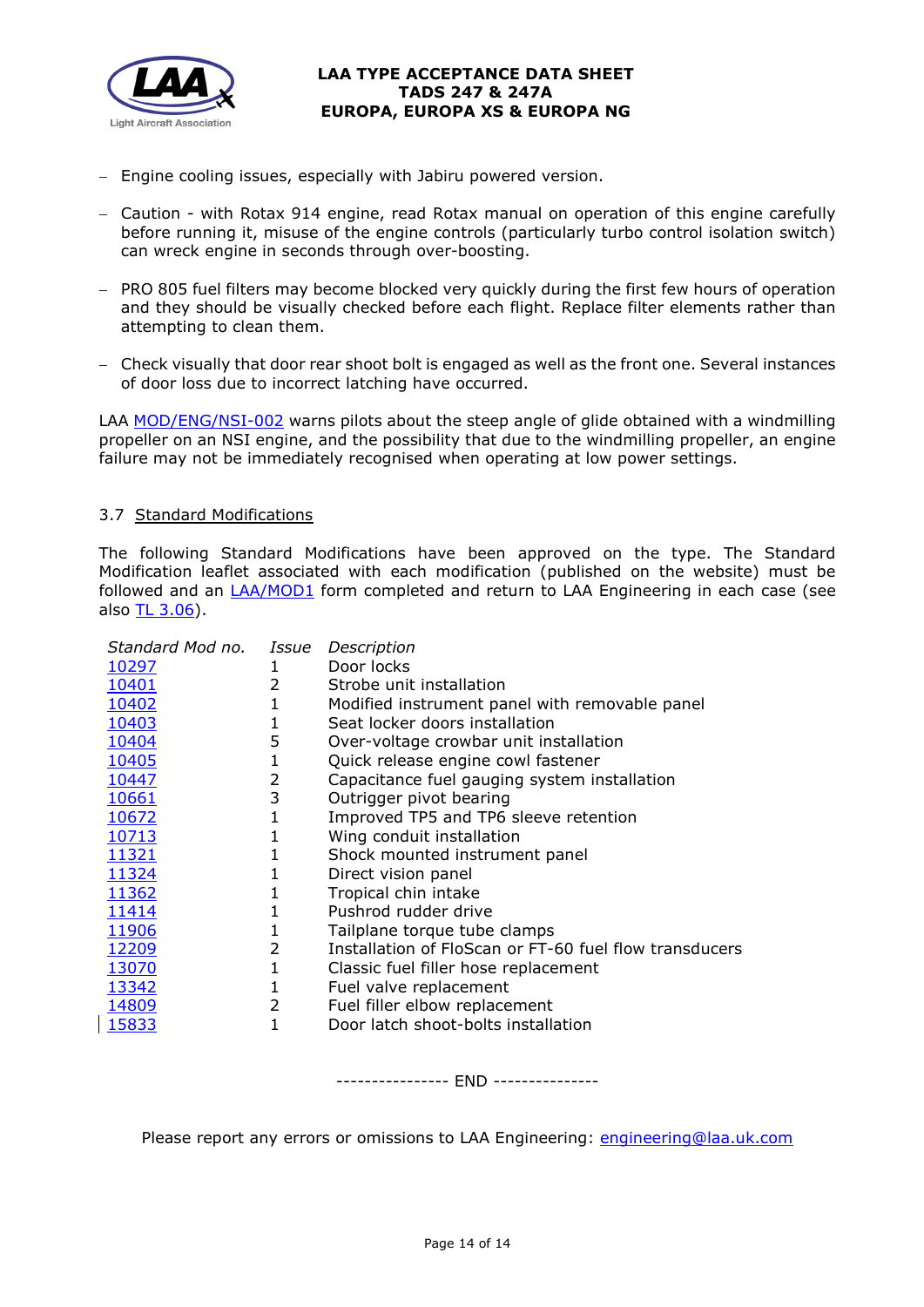- Engine cooling issues, especially with Jabiru powered version.
- Caution - with Rotax 914 engine, read Rotax manual on operation of this engine carefully before running it, misuse of the engine controls (particularly turbo control isolation switch) can wreck engine in seconds through over-boosting.
- PRO 805 fuel filters may become blocked very quickly during the first few hours of operation and they should be visually checked before each flight. Replace filter elements rather than attempting to clean them.
- Check visually that door rear shoot bolt is engaged as well as the front one. Several instances of door loss due to incorrect latching have occurred.

LAA MOD/ENG/NSI-002 warns pilots about the steep angle of glide obtained with a windmilling propeller on an NSI engine, and the possibility that due to the windmilling propeller, an engine failure may not be immediately recognised when operating at low power settings.

### 3.7 Standard Modifications

The following Standard Modifications have been approved on the type. The Standard Modification leaflet associated with each modification (published on the website) must be followed and an LAA/MOD1 form completed and return to LAA Engineering in each case (see also TL 3.06).

| *Standard Mod no.* | *Issue* | *Description* |
|---|---|---|
| 10297 | 1 | Door locks |
| 10401 | 2 | Strobe unit installation |
| 10402 | 1 | Modified instrument panel with removable panel |
| 10403 | 1 | Seat locker doors installation |
| 10404 | 5 | Over-voltage crowbar unit installation |
| 10405 | 1 | Quick release engine cowl fastener |
| 10447 | 2 | Capacitance fuel gauging system installation |
| 10661 | 3 | Outrigger pivot bearing |
| 10672 | 1 | Improved TP5 and TP6 sleeve retention |
| 10713 | 1 | Wing conduit installation |
| 11321 | 1 | Shock mounted instrument panel |
| 11324 | 1 | Direct vision panel |
| 11362 | 1 | Tropical chin intake |
| 11414 | 1 | Pushrod rudder drive |
| 11906 | 1 | Tailplane torque tube clamps |
| 12209 | 2 | Installation of FloScan or FT-60 fuel flow transducers |
| 13070 | 1 | Classic fuel filler hose replacement |
| 13342 | 1 | Fuel valve replacement |
| 14809 | 2 | Fuel filler elbow replacement |
| 15833 | 1 | Door latch shoot-bolts installation |

---------------- END ---------------

Please report any errors or omissions to LAA Engineering: engineering@laa.uk.com